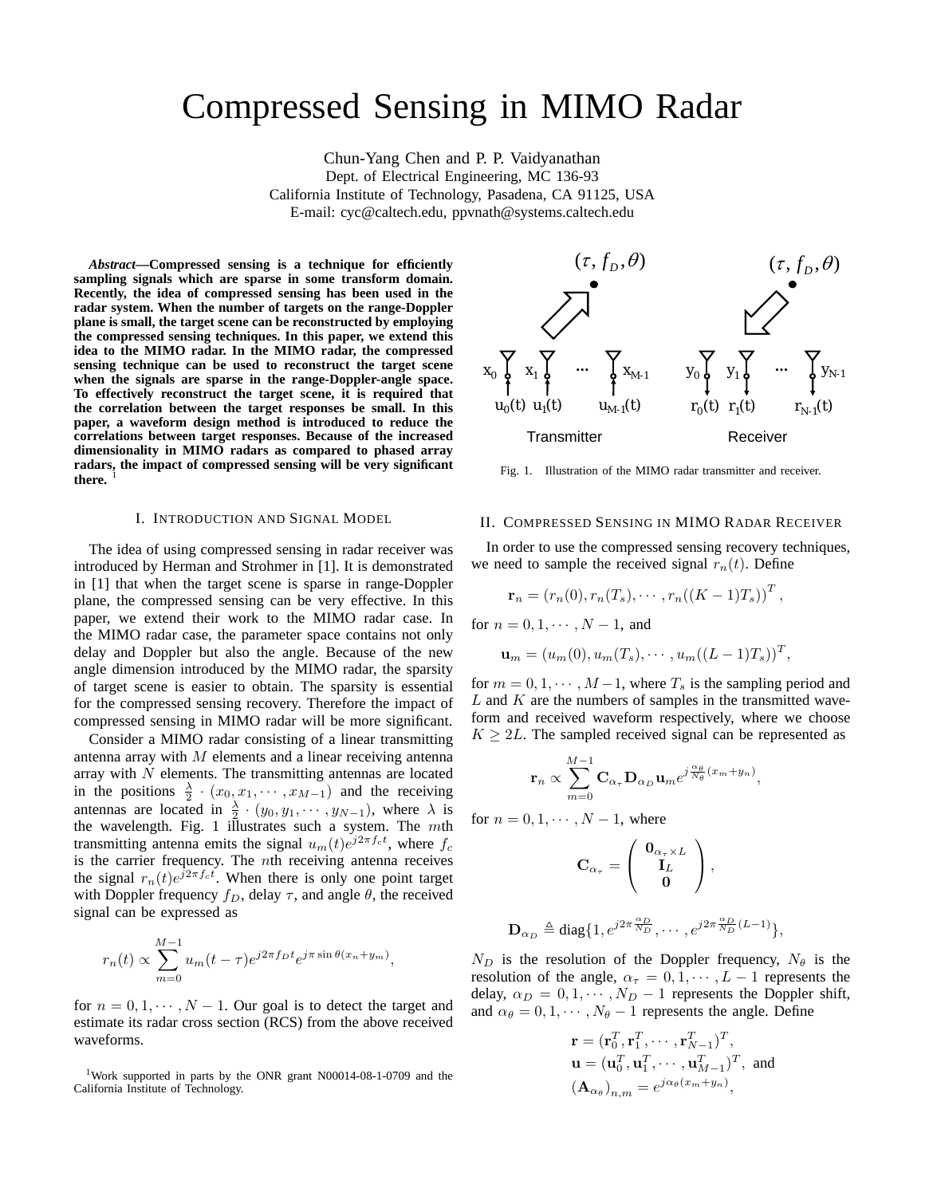# Compressed Sensing in MIMO Radar

Chun-Yang Chen and P. P. Vaidyanathan
Dept. of Electrical Engineering, MC 136-93
California Institute of Technology, Pasadena, CA 91125, USA
E-mail: cyc@caltech.edu, ppvnath@systems.caltech.edu

***Abstract*—Compressed sensing is a technique for efficiently sampling signals which are sparse in some transform domain. Recently, the idea of compressed sensing has been used in the radar system. When the number of targets on the range-Doppler plane is small, the target scene can be reconstructed by employing the compressed sensing techniques. In this paper, we extend this idea to the MIMO radar. In the MIMO radar, the compressed sensing technique can be used to reconstruct the target scene when the signals are sparse in the range-Doppler-angle space. To effectively reconstruct the target scene, it is required that the correlation between the target responses be small. In this paper, a waveform design method is introduced to reduce the correlations between target responses. Because of the increased dimensionality in MIMO radars as compared to phased array radars, the impact of compressed sensing will be very significant there.** [1]

## I. Introduction and Signal Model

The idea of using compressed sensing in radar receiver was introduced by Herman and Strohmer in [1]. It is demonstrated in [1] that when the target scene is sparse in range-Doppler plane, the compressed sensing can be very effective. In this paper, we extend their work to the MIMO radar case. In the MIMO radar case, the parameter space contains not only delay and Doppler but also the angle. Because of the new angle dimension introduced by the MIMO radar, the sparsity of target scene is easier to obtain. The sparsity is essential for the compressed sensing recovery. Therefore the impact of compressed sensing in MIMO radar will be more significant.

Consider a MIMO radar consisting of a linear transmitting antenna array with $M$ elements and a linear receiving antenna array with $N$ elements. The transmitting antennas are located in the positions $\frac{\lambda}{2}\cdot(x_0, x_1, \cdots, x_{M-1})$ and the receiving antennas are located in $\frac{\lambda}{2}\cdot(y_0, y_1, \cdots, y_{N-1})$, where $\lambda$ is the wavelength. Fig. 1 illustrates such a system. The $m$th transmitting antenna emits the signal $u_m(t)e^{j2\pi f_c t}$, where $f_c$ is the carrier frequency. The $n$th receiving antenna receives the signal $r_n(t)e^{j2\pi f_c t}$. When there is only one point target with Doppler frequency $f_D$, delay $\tau$, and angle $\theta$, the received signal can be expressed as

$$r_n(t) \propto \sum_{m=0}^{M-1} u_m(t-\tau)e^{j2\pi f_D t}e^{j\pi \sin\theta(x_n+y_m)},$$

for $n = 0, 1, \cdots, N-1$. Our goal is to detect the target and estimate its radar cross section (RCS) from the above received waveforms.

[1] Work supported in parts by the ONR grant N00014-08-1-0709 and the California Institute of Technology.

Fig. 1. Illustration of the MIMO radar transmitter and receiver.

## II. Compressed Sensing in MIMO Radar Receiver

In order to use the compressed sensing recovery techniques, we need to sample the received signal $r_n(t)$. Define

$$\mathbf{r}_n = (r_n(0), r_n(T_s), \cdots, r_n((K-1)T_s))^T,$$

for $n = 0, 1, \cdots, N-1$, and

$$\mathbf{u}_m = (u_m(0), u_m(T_s), \cdots, u_m((L-1)T_s))^T,$$

for $m = 0, 1, \cdots, M-1$, where $T_s$ is the sampling period and $L$ and $K$ are the numbers of samples in the transmitted waveform and received waveform respectively, where we choose $K \geq 2L$. The sampled received signal can be represented as

$$\mathbf{r}_n \propto \sum_{m=0}^{M-1} \mathbf{C}_{\alpha_\tau}\mathbf{D}_{\alpha_D}\mathbf{u}_m e^{j\frac{\alpha_\theta}{N_\theta}(x_m+y_n)},$$

for $n = 0, 1, \cdots, N-1$, where

$$\mathbf{C}_{\alpha_\tau} = \begin{pmatrix} \mathbf{0}_{\alpha_\tau \times L} \\ \mathbf{I}_L \\ \mathbf{0} \end{pmatrix},$$

$$\mathbf{D}_{\alpha_D} \triangleq \text{diag}\{1, e^{j2\pi\frac{\alpha_D}{N_D}}, \cdots, e^{j2\pi\frac{\alpha_D}{N_D}(L-1)}\},$$

$N_D$ is the resolution of the Doppler frequency, $N_\theta$ is the resolution of the angle, $\alpha_\tau = 0, 1, \cdots, L-1$ represents the delay, $\alpha_D = 0, 1, \cdots, N_D - 1$ represents the Doppler shift, and $\alpha_\theta = 0, 1, \cdots, N_\theta - 1$ represents the angle. Define

$$\mathbf{r} = (\mathbf{r}_0^T, \mathbf{r}_1^T, \cdots, \mathbf{r}_{N-1}^T)^T,$$
$$\mathbf{u} = (\mathbf{u}_0^T, \mathbf{u}_1^T, \cdots, \mathbf{u}_{M-1}^T)^T, \text{ and}$$
$$(\mathbf{A}_{\alpha_\theta})_{n,m} = e^{j\alpha_\theta(x_m+y_n)},$$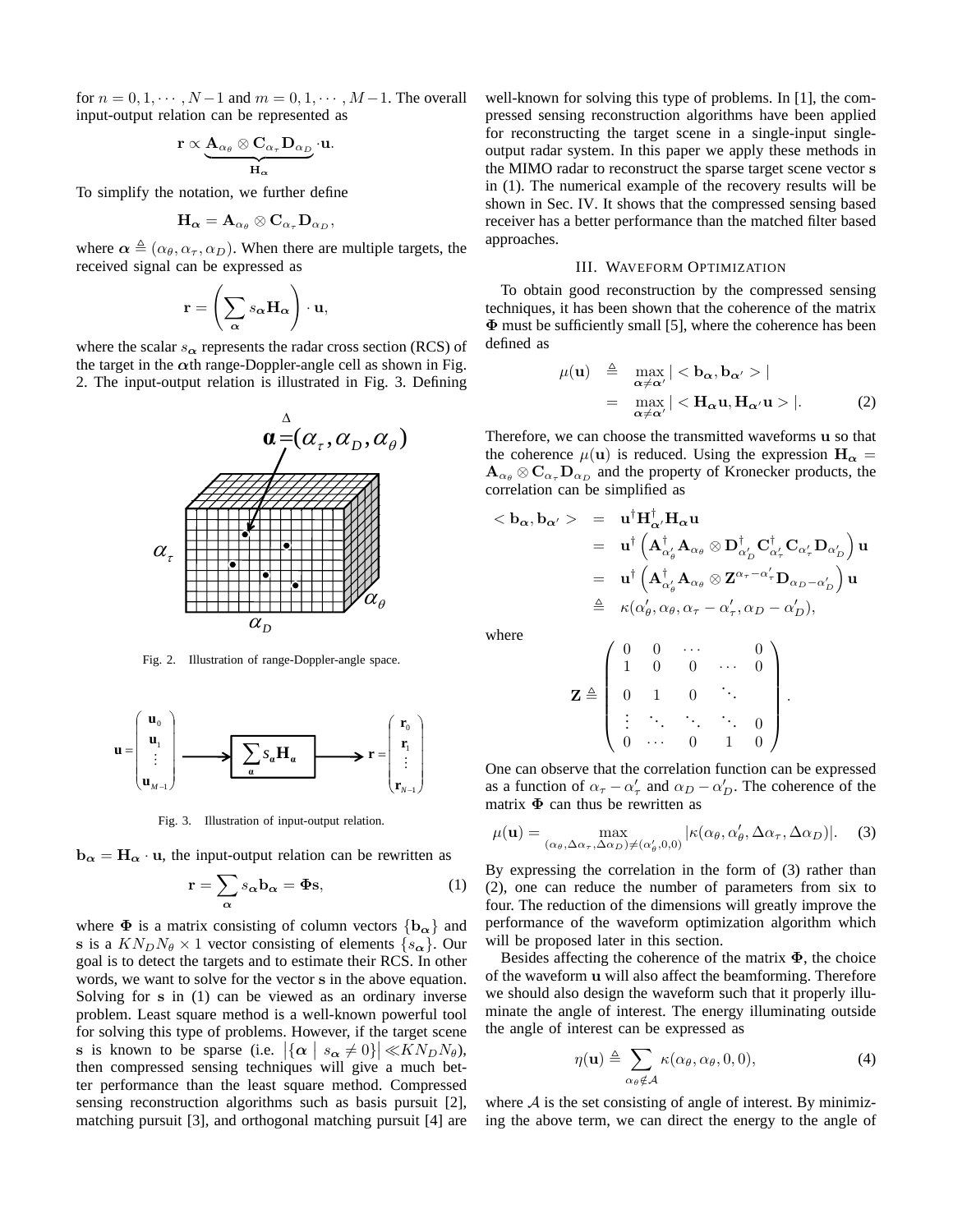for $n = 0, 1, \cdots, N-1$ and $m = 0, 1, \cdots, M-1$. The overall input-output relation can be represented as

$$\mathbf{r} \propto \underbrace{\mathbf{A}_{\alpha_\theta} \otimes \mathbf{C}_{\alpha_\tau} \mathbf{D}_{\alpha_D}}_{\mathbf{H}_{\boldsymbol{\alpha}}} \cdot \mathbf{u}.$$

To simplify the notation, we further define

$$\mathbf{H}_{\boldsymbol{\alpha}} = \mathbf{A}_{\alpha_\theta} \otimes \mathbf{C}_{\alpha_\tau} \mathbf{D}_{\alpha_D},$$

where $\boldsymbol{\alpha} \triangleq (\alpha_\theta, \alpha_\tau, \alpha_D)$. When there are multiple targets, the received signal can be expressed as

$$\mathbf{r} = \left( \sum_{\boldsymbol{\alpha}} s_{\boldsymbol{\alpha}} \mathbf{H}_{\boldsymbol{\alpha}} \right) \cdot \mathbf{u},$$

where the scalar $s_{\boldsymbol{\alpha}}$ represents the radar cross section (RCS) of the target in the $\boldsymbol{\alpha}$th range-Doppler-angle cell as shown in Fig. 2. The input-output relation is illustrated in Fig. 3. Defining

Fig. 2. Illustration of range-Doppler-angle space.

Fig. 3. Illustration of input-output relation.

$\mathbf{b}_{\boldsymbol{\alpha}} = \mathbf{H}_{\boldsymbol{\alpha}} \cdot \mathbf{u}$, the input-output relation can be rewritten as

$$\mathbf{r} = \sum_{\boldsymbol{\alpha}} s_{\boldsymbol{\alpha}} \mathbf{b}_{\boldsymbol{\alpha}} = \boldsymbol{\Phi} \mathbf{s}, \tag{1}$$

where $\boldsymbol{\Phi}$ is a matrix consisting of column vectors $\{\mathbf{b}_{\boldsymbol{\alpha}}\}$ and $\mathbf{s}$ is a $K N_D N_\theta \times 1$ vector consisting of elements $\{s_{\boldsymbol{\alpha}}\}$. Our goal is to detect the targets and to estimate their RCS. In other words, we want to solve for the vector $\mathbf{s}$ in the above equation. Solving for $\mathbf{s}$ in (1) can be viewed as an ordinary inverse problem. Least square method is a well-known powerful tool for solving this type of problems. However, if the target scene $\mathbf{s}$ is known to be sparse (i.e. $\left|\{\boldsymbol{\alpha} \mid s_{\boldsymbol{\alpha}} \neq 0\}\right| \ll K N_D N_\theta$), then compressed sensing techniques will give a much better performance than the least square method. Compressed sensing reconstruction algorithms such as basis pursuit [2], matching pursuit [3], and orthogonal matching pursuit [4] are well-known for solving this type of problems. In [1], the compressed sensing reconstruction algorithms have been applied for reconstructing the target scene in a single-input single-output radar system. In this paper we apply these methods in the MIMO radar to reconstruct the sparse target scene vector $\mathbf{s}$ in (1). The numerical example of the recovery results will be shown in Sec. IV. It shows that the compressed sensing based receiver has a better performance than the matched filter based approaches.

## III. Waveform Optimization

To obtain good reconstruction by the compressed sensing techniques, it has been shown that the coherence of the matrix $\boldsymbol{\Phi}$ must be sufficiently small [5], where the coherence has been defined as

$$\begin{aligned} \mu(\mathbf{u}) &\triangleq \max_{\boldsymbol{\alpha} \neq \boldsymbol{\alpha}'} | < \mathbf{b}_{\boldsymbol{\alpha}}, \mathbf{b}_{\boldsymbol{\alpha}'} > | \\ &= \max_{\boldsymbol{\alpha} \neq \boldsymbol{\alpha}'} | < \mathbf{H}_{\boldsymbol{\alpha}} \mathbf{u}, \mathbf{H}_{\boldsymbol{\alpha}'} \mathbf{u} > |. \end{aligned} \tag{2}$$

Therefore, we can choose the transmitted waveforms $\mathbf{u}$ so that the coherence $\mu(\mathbf{u})$ is reduced. Using the expression $\mathbf{H}_{\boldsymbol{\alpha}} = \mathbf{A}_{\alpha_\theta} \otimes \mathbf{C}_{\alpha_\tau} \mathbf{D}_{\alpha_D}$ and the property of Kronecker products, the correlation can be simplified as

$$\begin{aligned} < \mathbf{b}_{\boldsymbol{\alpha}}, \mathbf{b}_{\boldsymbol{\alpha}'} > &= \mathbf{u}^\dagger \mathbf{H}_{\boldsymbol{\alpha}'}^\dagger \mathbf{H}_{\boldsymbol{\alpha}} \mathbf{u} \\ &= \mathbf{u}^\dagger \left( \mathbf{A}_{\alpha'_\theta}^\dagger \mathbf{A}_{\alpha_\theta} \otimes \mathbf{D}_{\alpha'_D}^\dagger \mathbf{C}_{\alpha'_\tau}^\dagger \mathbf{C}_{\alpha'_\tau} \mathbf{D}_{\alpha'_D} \right) \mathbf{u} \\ &= \mathbf{u}^\dagger \left( \mathbf{A}_{\alpha'_\theta}^\dagger \mathbf{A}_{\alpha_\theta} \otimes \mathbf{Z}^{\alpha_\tau - \alpha'_\tau} \mathbf{D}_{\alpha_D - \alpha'_D} \right) \mathbf{u} \\ &\triangleq \kappa(\alpha'_\theta, \alpha_\theta, \alpha_\tau - \alpha'_\tau, \alpha_D - \alpha'_D), \end{aligned}$$

where

$$\mathbf{Z} \triangleq \begin{pmatrix} 0 & 0 & \cdots & & 0 \\ 1 & 0 & 0 & \cdots & 0 \\ 0 & 1 & 0 & \ddots & \\ \vdots & \ddots & \ddots & \ddots & 0 \\ 0 & \cdots & 0 & 1 & 0 \end{pmatrix}.$$

One can observe that the correlation function can be expressed as a function of $\alpha_\tau - \alpha'_\tau$ and $\alpha_D - \alpha'_D$. The coherence of the matrix $\boldsymbol{\Phi}$ can thus be rewritten as

$$\mu(\mathbf{u}) = \max_{(\alpha_\theta, \Delta\alpha_\tau, \Delta\alpha_D) \neq (\alpha'_\theta, 0, 0)} |\kappa(\alpha_\theta, \alpha'_\theta, \Delta\alpha_\tau, \Delta\alpha_D)|. \tag{3}$$

By expressing the correlation in the form of (3) rather than (2), one can reduce the number of parameters from six to four. The reduction of the dimensions will greatly improve the performance of the waveform optimization algorithm which will be proposed later in this section.

Besides affecting the coherence of the matrix $\boldsymbol{\Phi}$, the choice of the waveform $\mathbf{u}$ will also affect the beamforming. Therefore we should also design the waveform such that it properly illuminate the angle of interest. The energy illuminating outside the angle of interest can be expressed as

$$\eta(\mathbf{u}) \triangleq \sum_{\alpha_\theta \notin \mathcal{A}} \kappa(\alpha_\theta, \alpha_\theta, 0, 0), \tag{4}$$

where $\mathcal{A}$ is the set consisting of angle of interest. By minimizing the above term, we can direct the energy to the angle of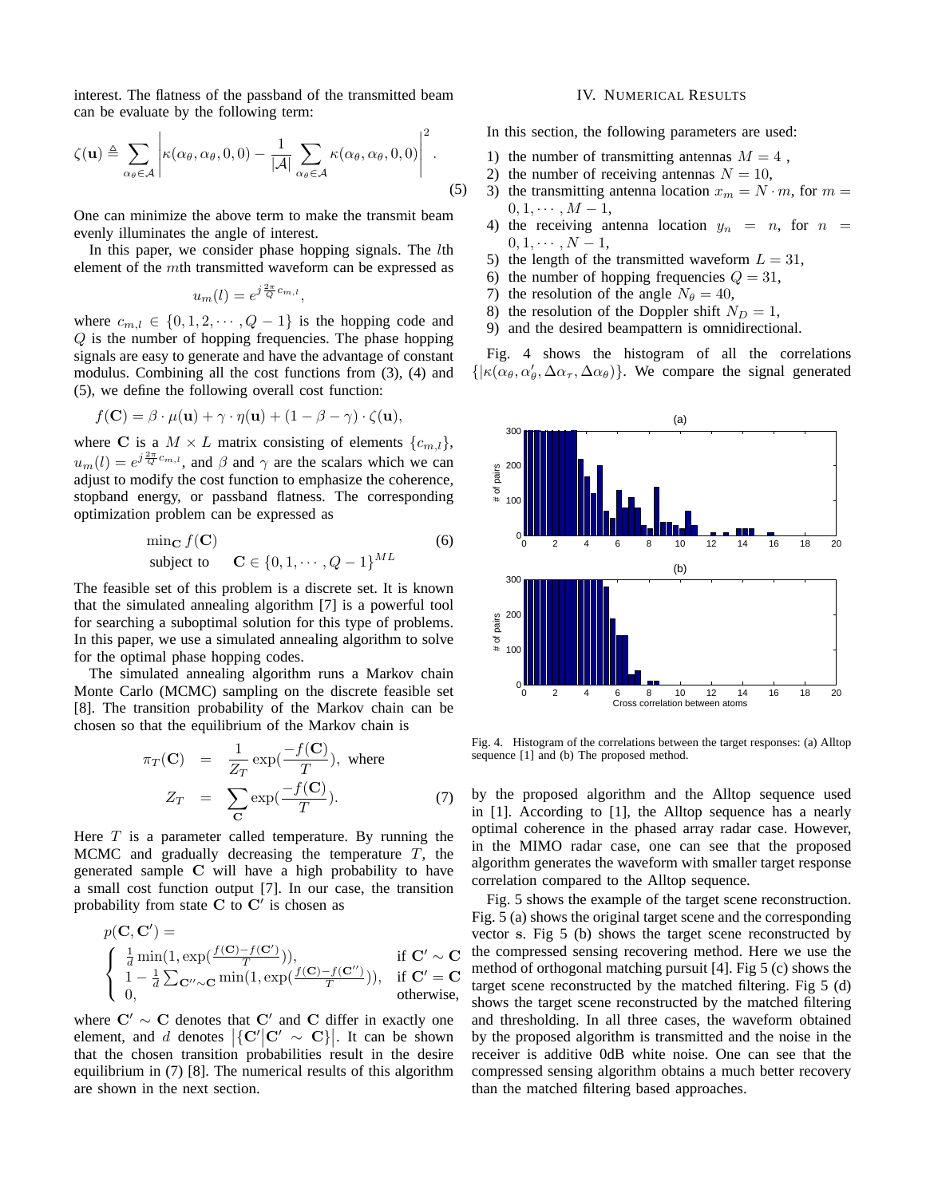interest. The flatness of the passband of the transmitted beam can be evaluate by the following term:

$$\zeta(\mathbf{u}) \triangleq \sum_{\alpha_\theta \in \mathcal{A}} \left| \kappa(\alpha_\theta, \alpha_\theta, 0, 0) - \frac{1}{|\mathcal{A}|} \sum_{\alpha_\theta \in \mathcal{A}} \kappa(\alpha_\theta, \alpha_\theta, 0, 0) \right|^2 . \tag{5}$$

One can minimize the above term to make the transmit beam evenly illuminates the angle of interest.

In this paper, we consider phase hopping signals. The $l$th element of the $m$th transmitted waveform can be expressed as

$$u_m(l) = e^{j\frac{2\pi}{Q}c_{m,l}},$$

where $c_{m,l} \in \{0, 1, 2, \cdots, Q-1\}$ is the hopping code and $Q$ is the number of hopping frequencies. The phase hopping signals are easy to generate and have the advantage of constant modulus. Combining all the cost functions from (3), (4) and (5), we define the following overall cost function:

$$f(\mathbf{C}) = \beta \cdot \mu(\mathbf{u}) + \gamma \cdot \eta(\mathbf{u}) + (1 - \beta - \gamma) \cdot \zeta(\mathbf{u}),$$

where $\mathbf{C}$ is a $M \times L$ matrix consisting of elements $\{c_{m,l}\}$, $u_m(l) = e^{j\frac{2\pi}{Q}c_{m,l}}$, and $\beta$ and $\gamma$ are the scalars which we can adjust to modify the cost function to emphasize the coherence, stopband energy, or passband flatness. The corresponding optimization problem can be expressed as

$$\begin{aligned} &\min_{\mathbf{C}} f(\mathbf{C}) \\ &\text{subject to} \quad \mathbf{C} \in \{0, 1, \cdots, Q-1\}^{ML} \end{aligned} \tag{6}$$

The feasible set of this problem is a discrete set. It is known that the simulated annealing algorithm [7] is a powerful tool for searching a suboptimal solution for this type of problems. In this paper, we use a simulated annealing algorithm to solve for the optimal phase hopping codes.

The simulated annealing algorithm runs a Markov chain Monte Carlo (MCMC) sampling on the discrete feasible set [8]. The transition probability of the Markov chain can be chosen so that the equilibrium of the Markov chain is

$$\begin{aligned} \pi_T(\mathbf{C}) &= \frac{1}{Z_T}\exp\left(\frac{-f(\mathbf{C})}{T}\right), \text{ where} \\ Z_T &= \sum_{\mathbf{C}} \exp\left(\frac{-f(\mathbf{C})}{T}\right). \end{aligned} \tag{7}$$

Here $T$ is a parameter called temperature. By running the MCMC and gradually decreasing the temperature $T$, the generated sample $\mathbf{C}$ will have a high probability to have a small cost function output [7]. In our case, the transition probability from state $\mathbf{C}$ to $\mathbf{C}'$ is chosen as

$$p(\mathbf{C}, \mathbf{C}') = \begin{cases} \frac{1}{d}\min(1, \exp(\frac{f(\mathbf{C}) - f(\mathbf{C}')}{T})), & \text{if } \mathbf{C}' \sim \mathbf{C} \\ 1 - \frac{1}{d}\sum_{\mathbf{C}'' \sim \mathbf{C}} \min(1, \exp(\frac{f(\mathbf{C}) - f(\mathbf{C}'')}{T})), & \text{if } \mathbf{C}' = \mathbf{C} \\ 0, & \text{otherwise,} \end{cases}$$

where $\mathbf{C}' \sim \mathbf{C}$ denotes that $\mathbf{C}'$ and $\mathbf{C}$ differ in exactly one element, and $d$ denotes $\left|\{\mathbf{C}' | \mathbf{C}' \sim \mathbf{C}\}\right|$. It can be shown that the chosen transition probabilities result in the desire equilibrium in (7) [8]. The numerical results of this algorithm are shown in the next section.

## IV. Numerical Results

In this section, the following parameters are used:

1) the number of transmitting antennas $M = 4$ ,
2) the number of receiving antennas $N = 10$,
3) the transmitting antenna location $x_m = N \cdot m$, for $m = 0, 1, \cdots, M-1$,
4) the receiving antenna location $y_n = n$, for $n = 0, 1, \cdots, N-1$,
5) the length of the transmitted waveform $L = 31$,
6) the number of hopping frequencies $Q = 31$,
7) the resolution of the angle $N_\theta = 40$,
8) the resolution of the Doppler shift $N_D = 1$,
9) and the desired beampattern is omnidirectional.

Fig. 4 shows the histogram of all the correlations $\{|\kappa(\alpha_\theta, \alpha'_\theta, \Delta\alpha_\tau, \Delta\alpha_\theta)\}$. We compare the signal generated by the proposed algorithm and the Alltop sequence used in [1]. According to [1], the Alltop sequence has a nearly optimal coherence in the phased array radar case. However, in the MIMO radar case, one can see that the proposed algorithm generates the waveform with smaller target response correlation compared to the Alltop sequence.

Fig. 4. Histogram of the correlations between the target responses: (a) Alltop sequence [1] and (b) The proposed method.

Fig. 5 shows the example of the target scene reconstruction. Fig. 5 (a) shows the original target scene and the corresponding vector $\mathbf{s}$. Fig 5 (b) shows the target scene reconstructed by the compressed sensing recovering method. Here we use the method of orthogonal matching pursuit [4]. Fig 5 (c) shows the target scene reconstructed by the matched filtering. Fig 5 (d) shows the target scene reconstructed by the matched filtering and thresholding. In all three cases, the waveform obtained by the proposed algorithm is transmitted and the noise in the receiver is additive 0dB white noise. One can see that the compressed sensing algorithm obtains a much better recovery than the matched filtering based approaches.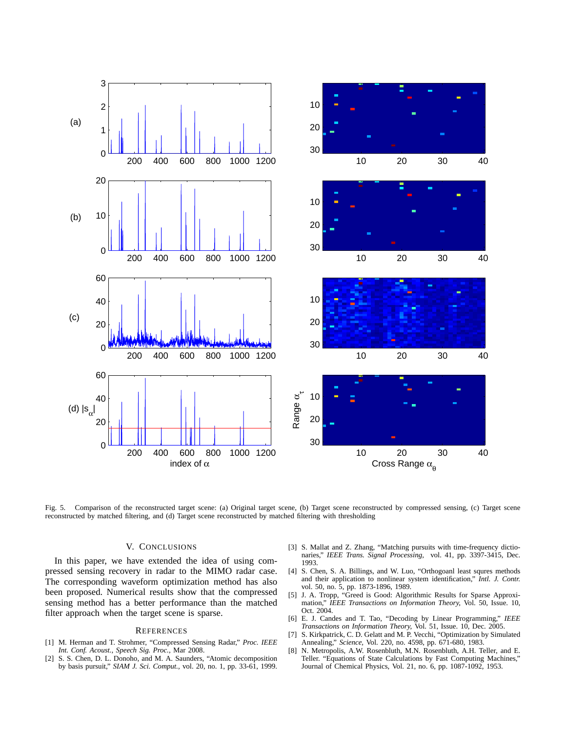(a)

3
2
1
0
200 400 600 800 1000 1200

10
20
30
10 20 30 40

(b)

20
10
0
200 400 600 800 1000 1200

10
20
30
10 20 30 40

(c)

60
40
20
0
200 400 600 800 1000 1200

10
20
30
10 20 30 40

(d) $|s_\alpha|$

60
40
20
0
200 400 600 800 1000 1200
index of $\alpha$

Range $\alpha_\tau$
10
20
30
10 20 30 40
Cross Range $\alpha_\theta$

Fig. 5. Comparison of the reconstructed target scene: (a) Original target scene, (b) Target scene reconstructed by compressed sensing, (c) Target scene reconstructed by matched filtering, and (d) Target scene reconstructed by matched filtering with thresholding

## V. Conclusions

In this paper, we have extended the idea of using compressed sensing recovery in radar to the MIMO radar case. The corresponding waveform optimization method has also been proposed. Numerical results show that the compressed sensing method has a better performance than the matched filter approach when the target scene is sparse.

## References

[1] M. Herman and T. Strohmer, "Compressed Sensing Radar," *Proc. IEEE Int. Conf. Acoust., Speech Sig. Proc.*, Mar 2008.

[2] S. S. Chen, D. L. Donoho, and M. A. Saunders, "Atomic decomposition by basis pursuit," *SIAM J. Sci. Comput.*, vol. 20, no. 1, pp. 33-61, 1999.

[3] S. Mallat and Z. Zhang, "Matching pursuits with time-frequency dictionaries," *IEEE Trans. Signal Processing*, vol. 41, pp. 3397-3415, Dec. 1993.

[4] S. Chen, S. A. Billings, and W. Luo, "Orthogoanl least squres methods and their application to nonlinear system identification," *Intl. J. Contr.* vol. 50, no. 5, pp. 1873-1896, 1989.

[5] J. A. Tropp, "Greed is Good: Algorithmic Results for Sparse Approximation," *IEEE Transactions on Information Theory*, Vol. 50, Issue. 10, Oct. 2004.

[6] E. J. Candes and T. Tao, "Decoding by Linear Programming," *IEEE Transactions on Information Theory*, Vol. 51, Issue. 10, Dec. 2005.

[7] S. Kirkpatrick, C. D. Gelatt and M. P. Vecchi, "Optimization by Simulated Annealing," *Science*, Vol. 220, no. 4598, pp. 671-680, 1983.

[8] N. Metropolis, A.W. Rosenbluth, M.N. Rosenbluth, A.H. Teller, and E. Teller. "Equations of State Calculations by Fast Computing Machines," Journal of Chemical Physics, Vol. 21, no. 6, pp. 1087-1092, 1953.